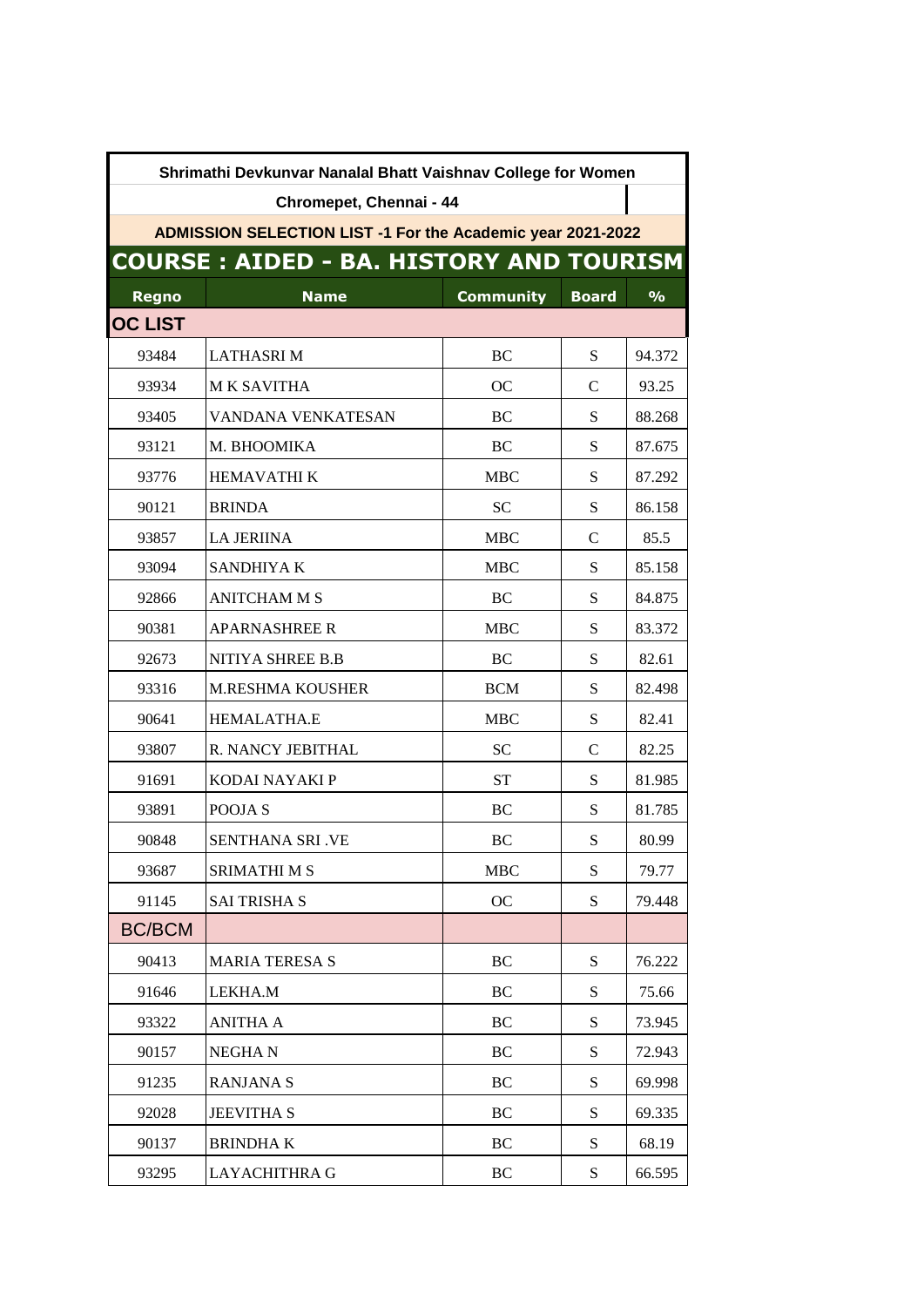**Shrimathi Devkunvar Nanalal Bhatt Vaishnav College for Women**

**Chromepet, Chennai - 44**

**ADMISSION SELECTION LIST -1 For the Academic year 2021-2022**

# COURSE : AIDED - BA. HISTORY AND TOURISM

| Regno | Name | Community | Board | % |
|---|---|---|---|---|
| **OC LIST** | | | | |
| 93484 | LATHASRI M | BC | S | 94.372 |
| 93934 | M K SAVITHA | OC | C | 93.25 |
| 93405 | VANDANA VENKATESAN | BC | S | 88.268 |
| 93121 | M. BHOOMIKA | BC | S | 87.675 |
| 93776 | HEMAVATHI K | MBC | S | 87.292 |
| 90121 | BRINDA | SC | S | 86.158 |
| 93857 | LA JERIINA | MBC | C | 85.5 |
| 93094 | SANDHIYA K | MBC | S | 85.158 |
| 92866 | ANITCHAM M S | BC | S | 84.875 |
| 90381 | APARNASHREE R | MBC | S | 83.372 |
| 92673 | NITIYA SHREE B.B | BC | S | 82.61 |
| 93316 | M.RESHMA KOUSHER | BCM | S | 82.498 |
| 90641 | HEMALATHA.E | MBC | S | 82.41 |
| 93807 | R. NANCY JEBITHAL | SC | C | 82.25 |
| 91691 | KODAI NAYAKI P | ST | S | 81.985 |
| 93891 | POOJA S | BC | S | 81.785 |
| 90848 | SENTHANA SRI .VE | BC | S | 80.99 |
| 93687 | SRIMATHI M S | MBC | S | 79.77 |
| 91145 | SAI TRISHA S | OC | S | 79.448 |
| BC/BCM | | | | |
| 90413 | MARIA TERESA S | BC | S | 76.222 |
| 91646 | LEKHA.M | BC | S | 75.66 |
| 93322 | ANITHA A | BC | S | 73.945 |
| 90157 | NEGHA N | BC | S | 72.943 |
| 91235 | RANJANA S | BC | S | 69.998 |
| 92028 | JEEVITHA S | BC | S | 69.335 |
| 90137 | BRINDHA K | BC | S | 68.19 |
| 93295 | LAYACHITHRA G | BC | S | 66.595 |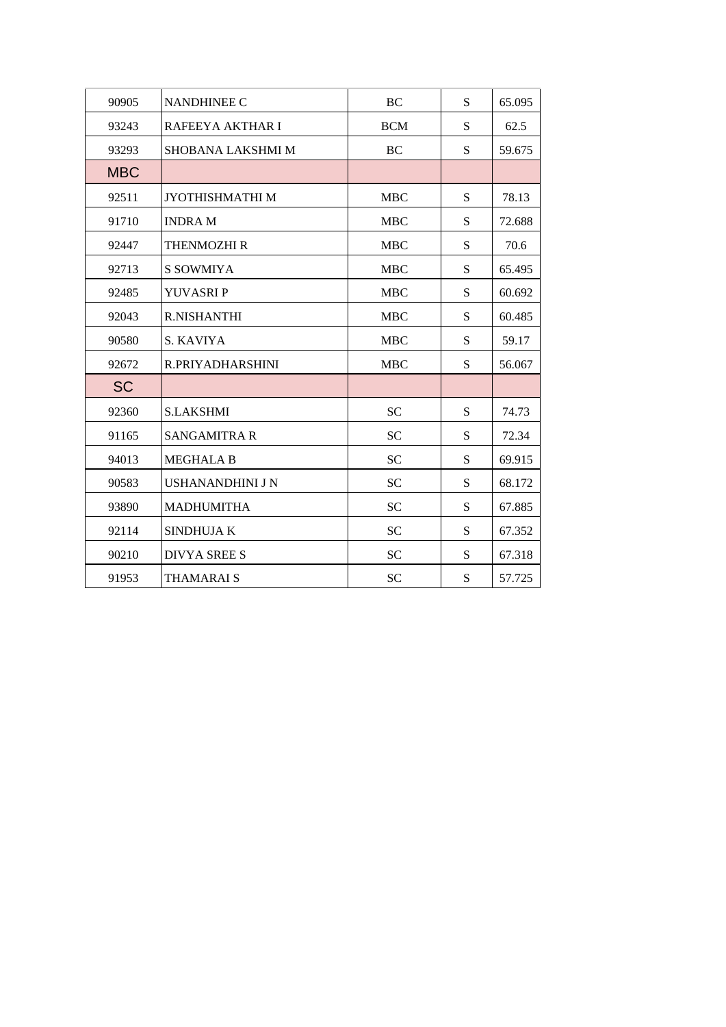| | | | | |
|---|---|---|---|---|
| 90905 | NANDHINEE C | BC | S | 65.095 |
| 93243 | RAFEEYA AKTHAR I | BCM | S | 62.5 |
| 93293 | SHOBANA LAKSHMI M | BC | S | 59.675 |
| MBC | | | | |
| 92511 | JYOTHISHMATHI M | MBC | S | 78.13 |
| 91710 | INDRA M | MBC | S | 72.688 |
| 92447 | THENMOZHI R | MBC | S | 70.6 |
| 92713 | S SOWMIYA | MBC | S | 65.495 |
| 92485 | YUVASRI P | MBC | S | 60.692 |
| 92043 | R.NISHANTHI | MBC | S | 60.485 |
| 90580 | S. KAVIYA | MBC | S | 59.17 |
| 92672 | R.PRIYADHARSHINI | MBC | S | 56.067 |
| SC | | | | |
| 92360 | S.LAKSHMI | SC | S | 74.73 |
| 91165 | SANGAMITRA R | SC | S | 72.34 |
| 94013 | MEGHALA B | SC | S | 69.915 |
| 90583 | USHANANDHINI J N | SC | S | 68.172 |
| 93890 | MADHUMITHA | SC | S | 67.885 |
| 92114 | SINDHUJA K | SC | S | 67.352 |
| 90210 | DIVYA SREE S | SC | S | 67.318 |
| 91953 | THAMARAI S | SC | S | 57.725 |